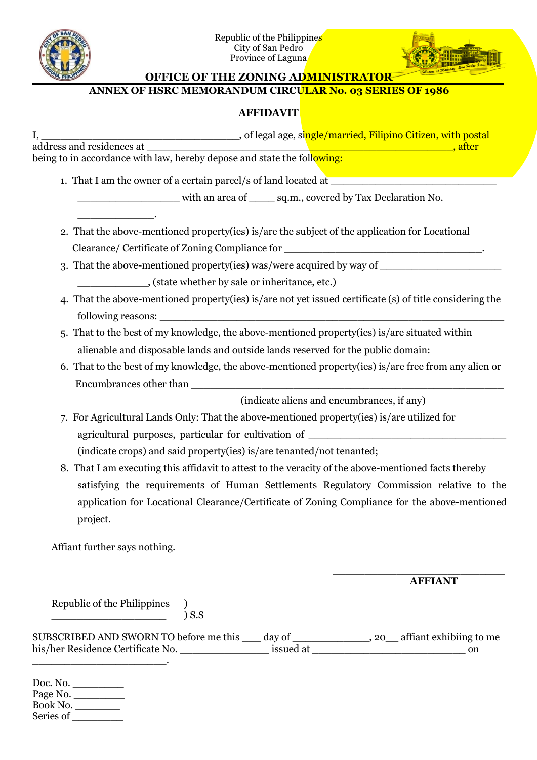Republic of the Philippines
City of San Pedro
Province of Laguna

**OFFICE OF THE ZONING ADMINISTRATOR**

**ANNEX OF HSRC MEMORANDUM CIRCULAR No. 03 SERIES OF 1986**

**AFFIDAVIT**

I, ________________________________, of legal age, single/married, Filipino Citizen, with postal address and residences at ________________________________________________________, after being to in accordance with law, hereby depose and state the following:

1. That I am the owner of a certain parcel/s of land located at ___________________________ _________________ with an area of _____ sq.m., covered by Tax Declaration No. _____________.
2. That the above-mentioned property(ies) is/are the subject of the application for Locational Clearance/ Certificate of Zoning Compliance for _________________________________.
3. That the above-mentioned property(ies) was/were acquired by way of ____________________ ____________, (state whether by sale or inheritance, etc.)
4. That the above-mentioned property(ies) is/are not yet issued certificate (s) of title considering the following reasons: ________________________________________________________
5. That to the best of my knowledge, the above-mentioned property(ies) is/are situated within alienable and disposable lands and outside lands reserved for the public domain:
6. That to the best of my knowledge, the above-mentioned property(ies) is/are free from any alien or Encumbrances other than ___________________________________________________
   (indicate aliens and encumbrances, if any)
7. For Agricultural Lands Only: That the above-mentioned property(ies) is/are utilized for agricultural purposes, particular for cultivation of _________________________________ (indicate crops) and said property(ies) is/are tenanted/not tenanted;
8. That I am executing this affidavit to attest to the veracity of the above-mentioned facts thereby satisfying the requirements of Human Settlements Regulatory Commission relative to the application for Locational Clearance/Certificate of Zoning Compliance for the above-mentioned project.

Affiant further says nothing.

_____________________________
**AFFIANT**

Republic of the Philippines )
___________________ ) S.S

SUBSCRIBED AND SWORN TO before me this ___ day of _____________, 20__ affiant exhibiing to me his/her Residence Certificate No. _______________ issued at __________________________ on ______________________.

Doc. No. _________
Page No. _________
Book No. ________
Series of _________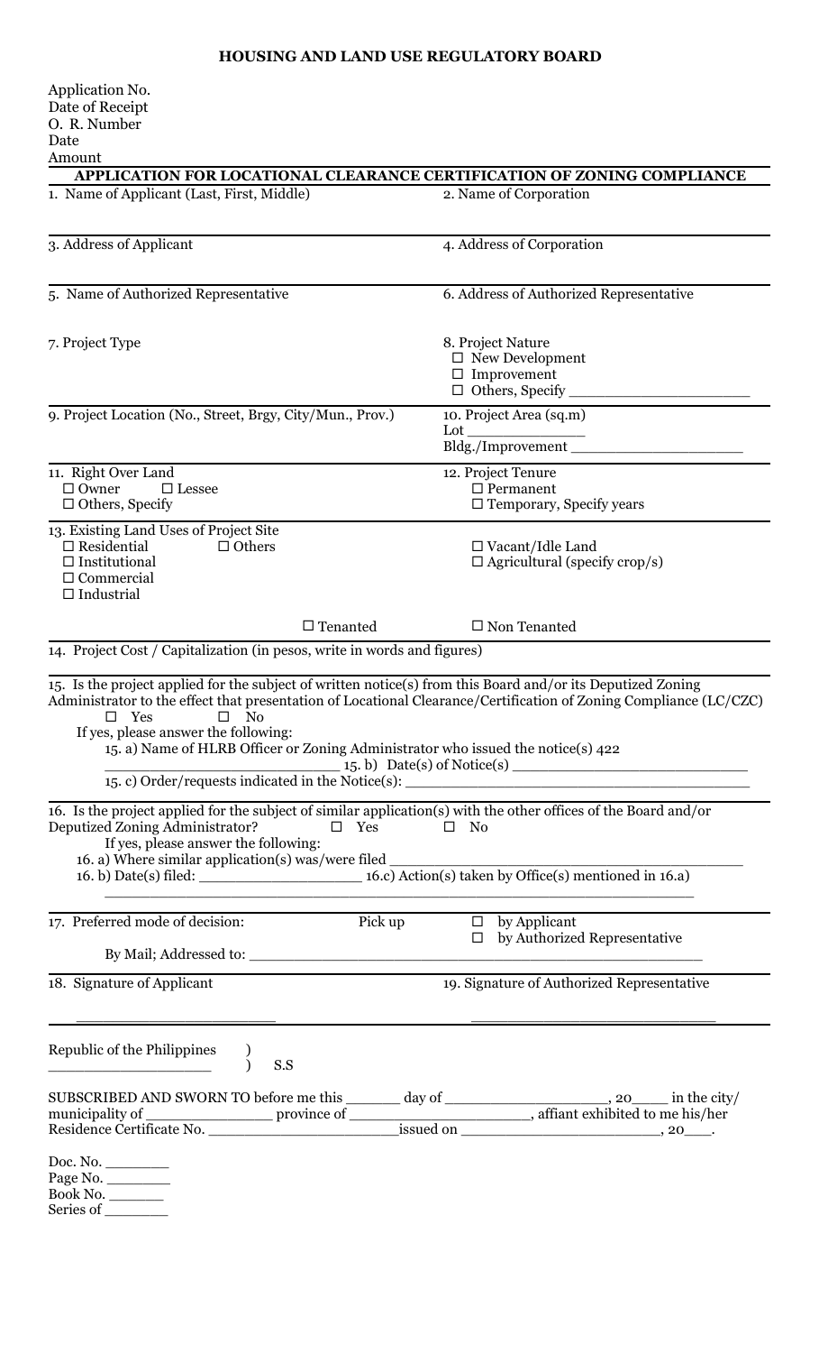**HOUSING AND LAND USE REGULATORY BOARD**

Application No.
Date of Receipt
O. R. Number
Date
Amount

## APPLICATION FOR LOCATIONAL CLEARANCE CERTIFICATION OF ZONING COMPLIANCE

| | |
|---|---|
| 1. Name of Applicant (Last, First, Middle) | 2. Name of Corporation |
| 3. Address of Applicant | 4. Address of Corporation |
| 5. Name of Authorized Representative | 6. Address of Authorized Representative |
| 7. Project Type | 8. Project Nature<br>☐ New Development<br>☐ Improvement<br>☐ Others, Specify ____________________ |
| 9. Project Location (No., Street, Brgy, City/Mun., Prov.) | 10. Project Area (sq.m)<br>Lot _____________<br>Bldg./Improvement ____________________ |
| 11. Right Over Land<br>☐ Owner ☐ Lessee<br>☐ Others, Specify | 12. Project Tenure<br>☐ Permanent<br>☐ Temporary, Specify years |
| 13. Existing Land Uses of Project Site<br>☐ Residential ☐ Others<br>☐ Institutional<br>☐ Commercial<br>☐ Industrial<br>☐ Tenanted | ☐ Vacant/Idle Land<br>☐ Agricultural (specify crop/s)<br><br><br><br>☐ Non Tenanted |

14. Project Cost / Capitalization (in pesos, write in words and figures)

15. Is the project applied for the subject of written notice(s) from this Board and/or its Deputized Zoning Administrator to the effect that presentation of Locational Clearance/Certification of Zoning Compliance (LC/CZC)
☐ Yes ☐ No
If yes, please answer the following:
15. a) Name of HLRB Officer or Zoning Administrator who issued the notice(s) 422
_________________________ 15. b) Date(s) of Notice(s) ___________________________
15. c) Order/requests indicated in the Notice(s): ________________________________________

16. Is the project applied for the subject of similar application(s) with the other offices of the Board and/or Deputized Zoning Administrator? ☐ Yes ☐ No
If yes, please answer the following:
16. a) Where similar application(s) was/were filed ________________________________________
16. b) Date(s) filed: __________________ 16.c) Action(s) taken by Office(s) mentioned in 16.a)
_________________________________________________________________

17. Preferred mode of decision: Pick up ☐ by Applicant
☐ by Authorized Representative
By Mail; Addressed to: ________________________________________________

| | |
|---|---|
| 18. Signature of Applicant<br><br>______________________ | 19. Signature of Authorized Representative<br><br>___________________________ |

Republic of the Philippines )
__________________ ) S.S

SUBSCRIBED AND SWORN TO before me this ______ day of __________________, 20____ in the city/ municipality of ______________ province of ____________________, affiant exhibited to me his/her Residence Certificate No. _____________________issued on ______________________, 20___.

Doc. No. ________
Page No. ________
Book No. _______
Series of ________